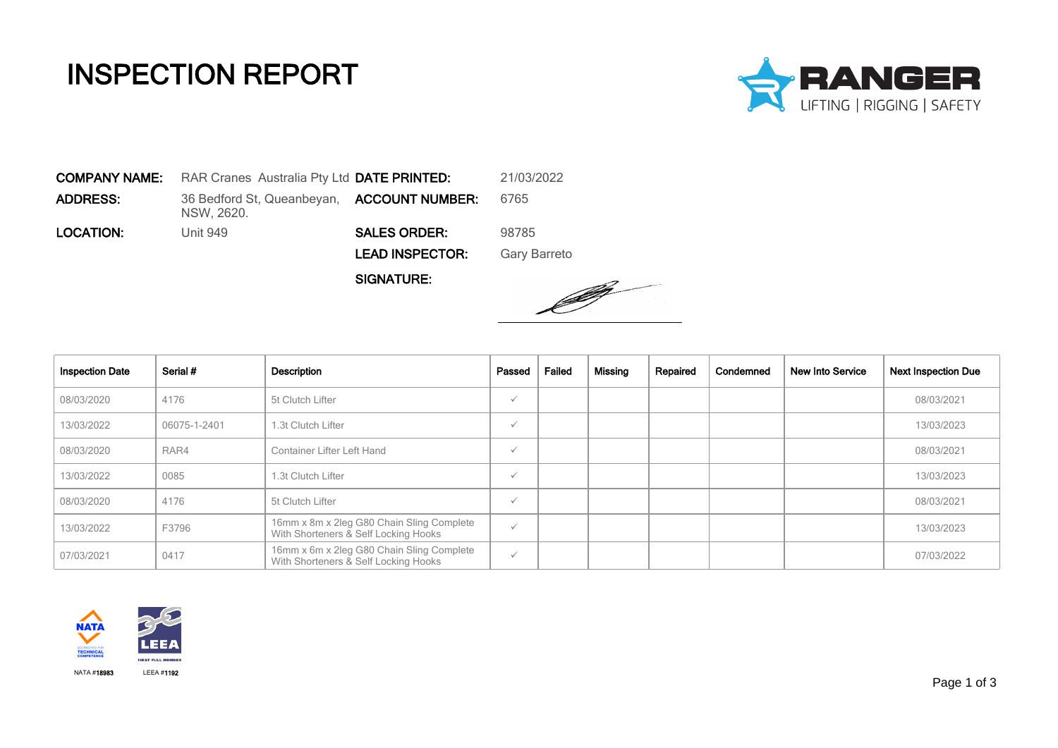# INSPECTION REPORT

RANGER
LIFTING | RIGGING | SAFETY

| | | | |
|---|---|---|---|
| **COMPANY NAME:** | RAR Cranes Australia Pty Ltd | **DATE PRINTED:** | 21/03/2022 |
| **ADDRESS:** | 36 Bedford St, Queanbeyan, NSW, 2620. | **ACCOUNT NUMBER:** | 6765 |
| **LOCATION:** | Unit 949 | **SALES ORDER:** | 98785 |
| | | **LEAD INSPECTOR:** | Gary Barreto |
| | | **SIGNATURE:** | |

| Inspection Date | Serial # | Description | Passed | Failed | Missing | Repaired | Condemned | New Into Service | Next Inspection Due |
|---|---|---|---|---|---|---|---|---|---|
| 08/03/2020 | 4176 | 5t Clutch Lifter | ✓ | | | | | | 08/03/2021 |
| 13/03/2022 | 06075-1-2401 | 1.3t Clutch Lifter | ✓ | | | | | | 13/03/2023 |
| 08/03/2020 | RAR4 | Container Lifter Left Hand | ✓ | | | | | | 08/03/2021 |
| 13/03/2022 | 0085 | 1.3t Clutch Lifter | ✓ | | | | | | 13/03/2023 |
| 08/03/2020 | 4176 | 5t Clutch Lifter | ✓ | | | | | | 08/03/2021 |
| 13/03/2022 | F3796 | 16mm x 8m x 2leg G80 Chain Sling Complete With Shorteners & Self Locking Hooks | ✓ | | | | | | 13/03/2023 |
| 07/03/2021 | 0417 | 16mm x 6m x 2leg G80 Chain Sling Complete With Shorteners & Self Locking Hooks | ✓ | | | | | | 07/03/2022 |

NATA #18983 LEEA #1192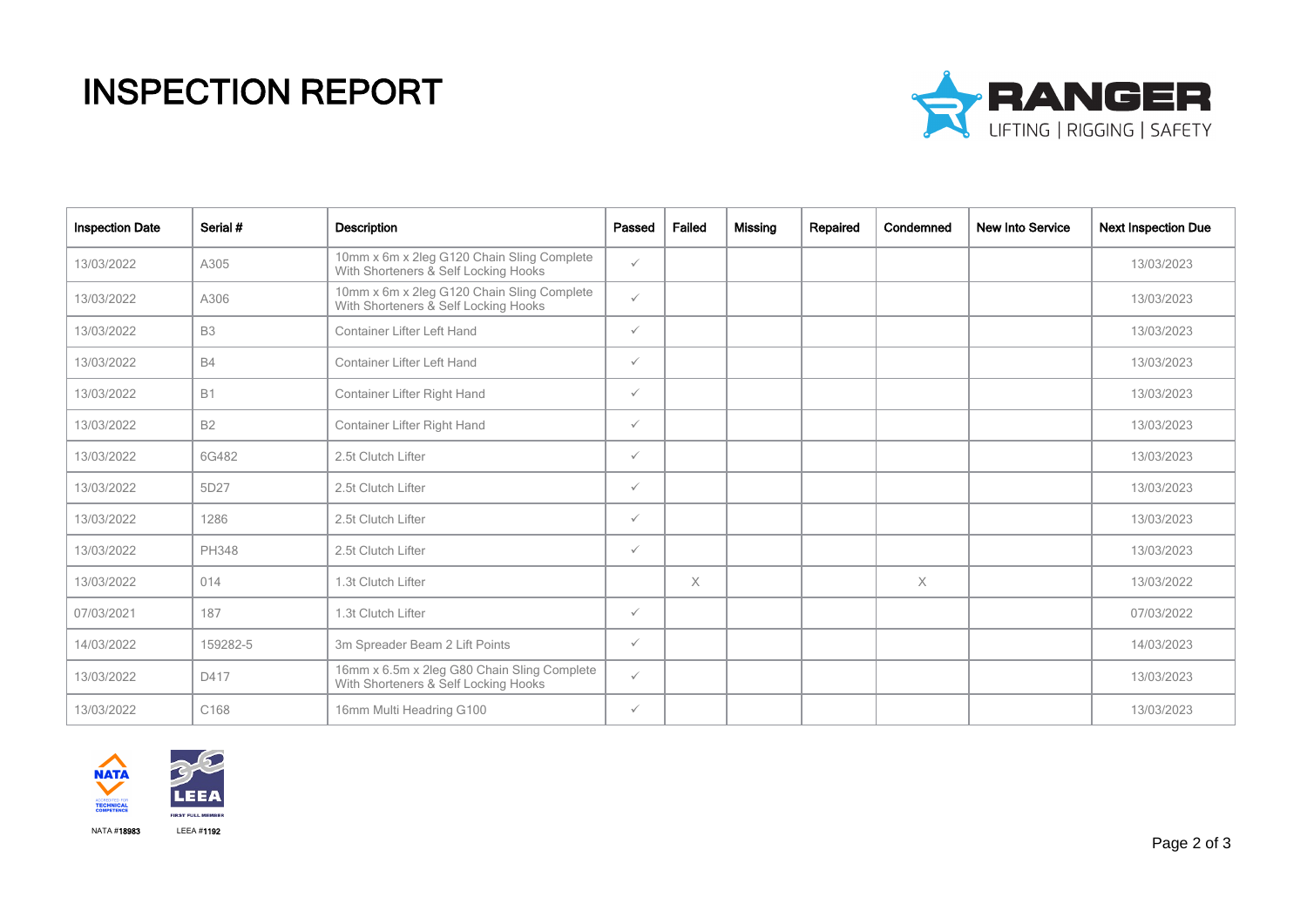# INSPECTION REPORT

RANGER
LIFTING | RIGGING | SAFETY

| Inspection Date | Serial # | Description | Passed | Failed | Missing | Repaired | Condemned | New Into Service | Next Inspection Due |
|---|---|---|---|---|---|---|---|---|---|
| 13/03/2022 | A305 | 10mm x 6m x 2leg G120 Chain Sling Complete With Shorteners & Self Locking Hooks | ✓ | | | | | | 13/03/2023 |
| 13/03/2022 | A306 | 10mm x 6m x 2leg G120 Chain Sling Complete With Shorteners & Self Locking Hooks | ✓ | | | | | | 13/03/2023 |
| 13/03/2022 | B3 | Container Lifter Left Hand | ✓ | | | | | | 13/03/2023 |
| 13/03/2022 | B4 | Container Lifter Left Hand | ✓ | | | | | | 13/03/2023 |
| 13/03/2022 | B1 | Container Lifter Right Hand | ✓ | | | | | | 13/03/2023 |
| 13/03/2022 | B2 | Container Lifter Right Hand | ✓ | | | | | | 13/03/2023 |
| 13/03/2022 | 6G482 | 2.5t Clutch Lifter | ✓ | | | | | | 13/03/2023 |
| 13/03/2022 | 5D27 | 2.5t Clutch Lifter | ✓ | | | | | | 13/03/2023 |
| 13/03/2022 | 1286 | 2.5t Clutch Lifter | ✓ | | | | | | 13/03/2023 |
| 13/03/2022 | PH348 | 2.5t Clutch Lifter | ✓ | | | | | | 13/03/2023 |
| 13/03/2022 | 014 | 1.3t Clutch Lifter | | X | | | X | | 13/03/2022 |
| 07/03/2021 | 187 | 1.3t Clutch Lifter | ✓ | | | | | | 07/03/2022 |
| 14/03/2022 | 159282-5 | 3m Spreader Beam 2 Lift Points | ✓ | | | | | | 14/03/2023 |
| 13/03/2022 | D417 | 16mm x 6.5m x 2leg G80 Chain Sling Complete With Shorteners & Self Locking Hooks | ✓ | | | | | | 13/03/2023 |
| 13/03/2022 | C168 | 16mm Multi Headring G100 | ✓ | | | | | | 13/03/2023 |

NATA ACCREDITED FOR TECHNICAL COMPETENCE

LEEA FIRST FULL MEMBER

NATA #18983 LEEA #1192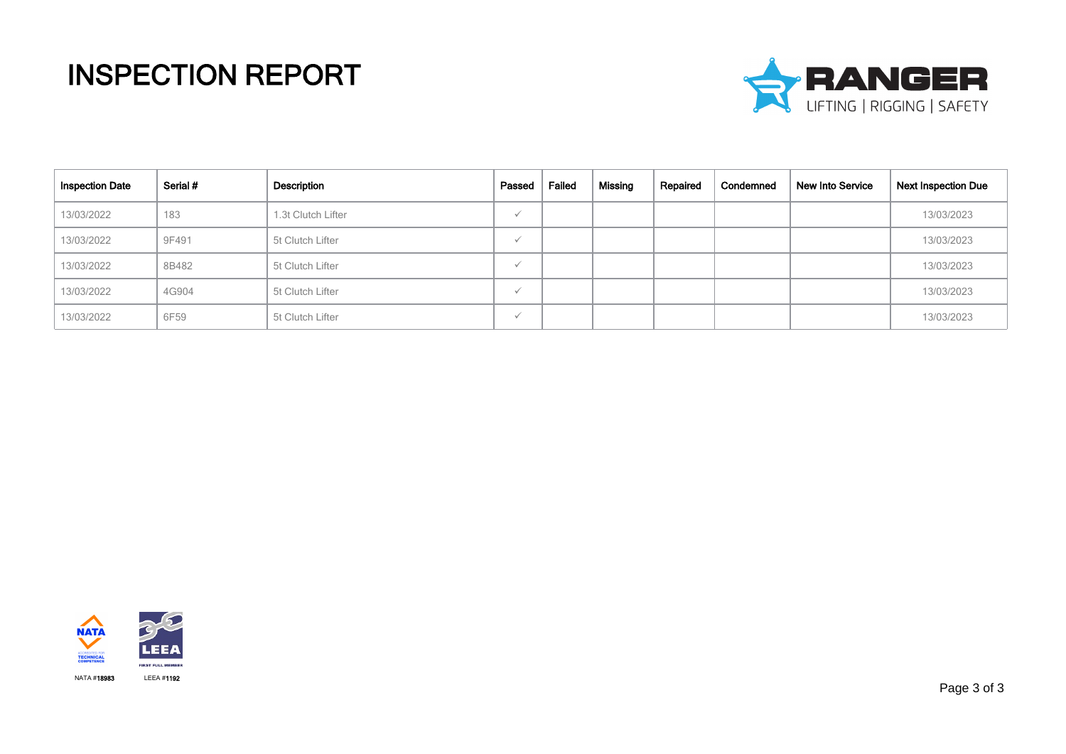# INSPECTION REPORT

RANGER
LIFTING | RIGGING | SAFETY

| Inspection Date | Serial # | Description | Passed | Failed | Missing | Repaired | Condemned | New Into Service | Next Inspection Due |
|---|---|---|---|---|---|---|---|---|---|
| 13/03/2022 | 183 | 1.3t Clutch Lifter | ✓ | | | | | | 13/03/2023 |
| 13/03/2022 | 9F491 | 5t Clutch Lifter | ✓ | | | | | | 13/03/2023 |
| 13/03/2022 | 8B482 | 5t Clutch Lifter | ✓ | | | | | | 13/03/2023 |
| 13/03/2022 | 4G904 | 5t Clutch Lifter | ✓ | | | | | | 13/03/2023 |
| 13/03/2022 | 6F59 | 5t Clutch Lifter | ✓ | | | | | | 13/03/2023 |

NATA #18983

LEEA #1192